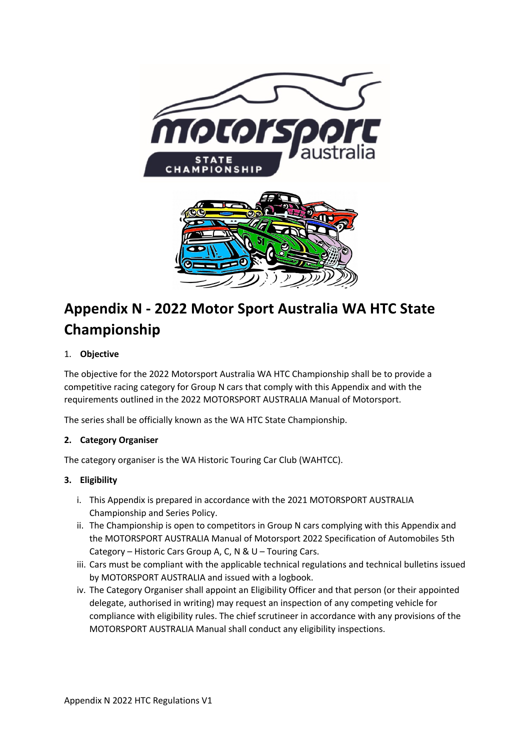# Appendix N - 2022 Motor Sport Australia WA HTC State Championship

1. **Objective**

The objective for the 2022 Motorsport Australia WA HTC Championship shall be to provide a competitive racing category for Group N cars that comply with this Appendix and with the requirements outlined in the 2022 MOTORSPORT AUSTRALIA Manual of Motorsport.

The series shall be officially known as the WA HTC State Championship.

2. **Category Organiser**

The category organiser is the WA Historic Touring Car Club (WAHTCC).

3. **Eligibility**

   i. This Appendix is prepared in accordance with the 2021 MOTORSPORT AUSTRALIA Championship and Series Policy.

   ii. The Championship is open to competitors in Group N cars complying with this Appendix and the MOTORSPORT AUSTRALIA Manual of Motorsport 2022 Specification of Automobiles 5th Category – Historic Cars Group A, C, N & U – Touring Cars.

   iii. Cars must be compliant with the applicable technical regulations and technical bulletins issued by MOTORSPORT AUSTRALIA and issued with a logbook.

   iv. The Category Organiser shall appoint an Eligibility Officer and that person (or their appointed delegate, authorised in writing) may request an inspection of any competing vehicle for compliance with eligibility rules. The chief scrutineer in accordance with any provisions of the MOTORSPORT AUSTRALIA Manual shall conduct any eligibility inspections.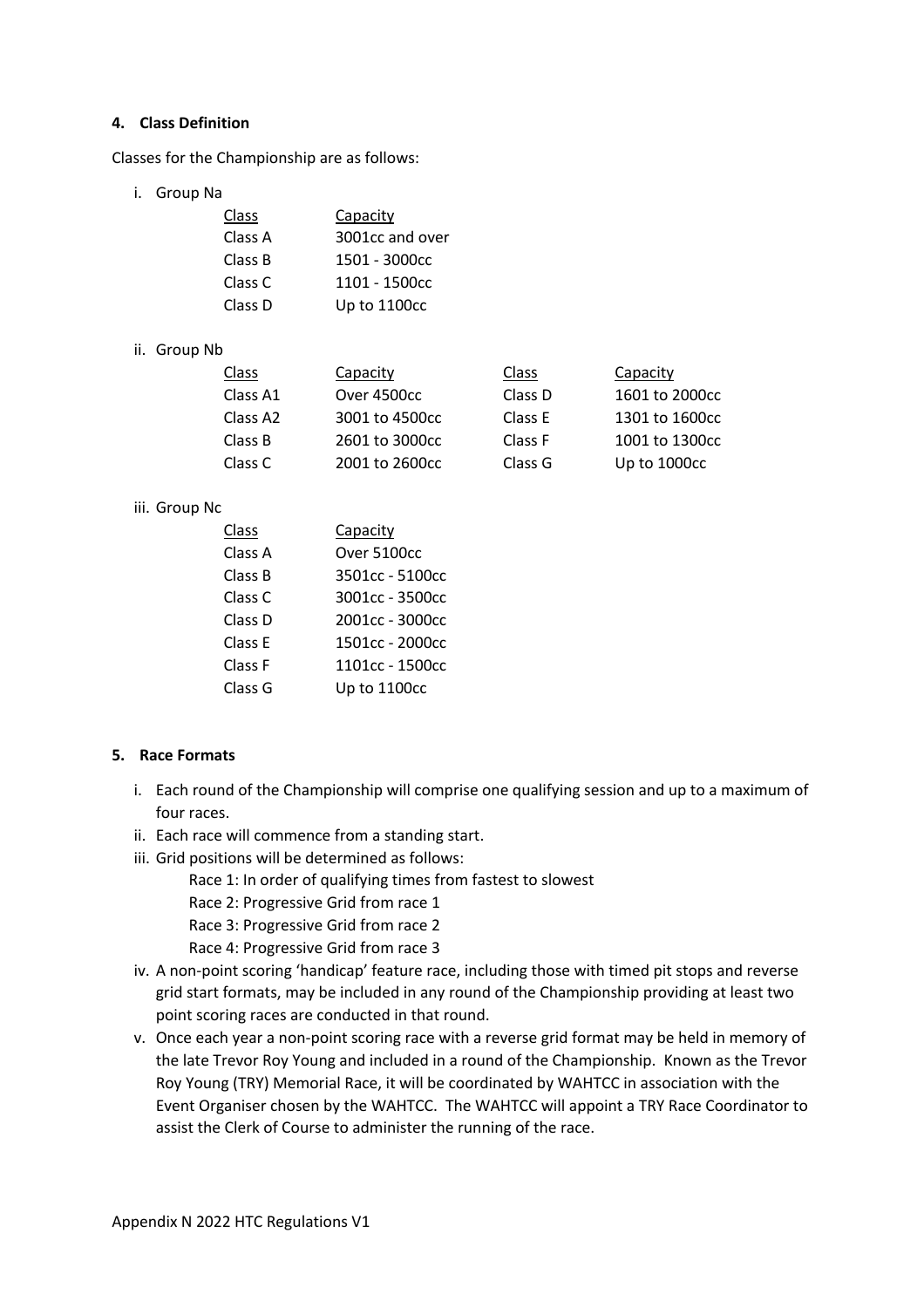### 4. Class Definition

Classes for the Championship are as follows:

i. Group Na

| Class | Capacity |
|---|---|
| Class A | 3001cc and over |
| Class B | 1501 - 3000cc |
| Class C | 1101 - 1500cc |
| Class D | Up to 1100cc |

ii. Group Nb

| Class | Capacity | Class | Capacity |
|---|---|---|---|
| Class A1 | Over 4500cc | Class D | 1601 to 2000cc |
| Class A2 | 3001 to 4500cc | Class E | 1301 to 1600cc |
| Class B | 2601 to 3000cc | Class F | 1001 to 1300cc |
| Class C | 2001 to 2600cc | Class G | Up to 1000cc |

iii. Group Nc

| Class | Capacity |
|---|---|
| Class A | Over 5100cc |
| Class B | 3501cc - 5100cc |
| Class C | 3001cc - 3500cc |
| Class D | 2001cc - 3000cc |
| Class E | 1501cc - 2000cc |
| Class F | 1101cc - 1500cc |
| Class G | Up to 1100cc |

### 5. Race Formats

i. Each round of the Championship will comprise one qualifying session and up to a maximum of four races.

ii. Each race will commence from a standing start.

iii. Grid positions will be determined as follows:
   - Race 1: In order of qualifying times from fastest to slowest
   - Race 2: Progressive Grid from race 1
   - Race 3: Progressive Grid from race 2
   - Race 4: Progressive Grid from race 3

iv. A non-point scoring 'handicap' feature race, including those with timed pit stops and reverse grid start formats, may be included in any round of the Championship providing at least two point scoring races are conducted in that round.

v. Once each year a non-point scoring race with a reverse grid format may be held in memory of the late Trevor Roy Young and included in a round of the Championship. Known as the Trevor Roy Young (TRY) Memorial Race, it will be coordinated by WAHTCC in association with the Event Organiser chosen by the WAHTCC. The WAHTCC will appoint a TRY Race Coordinator to assist the Clerk of Course to administer the running of the race.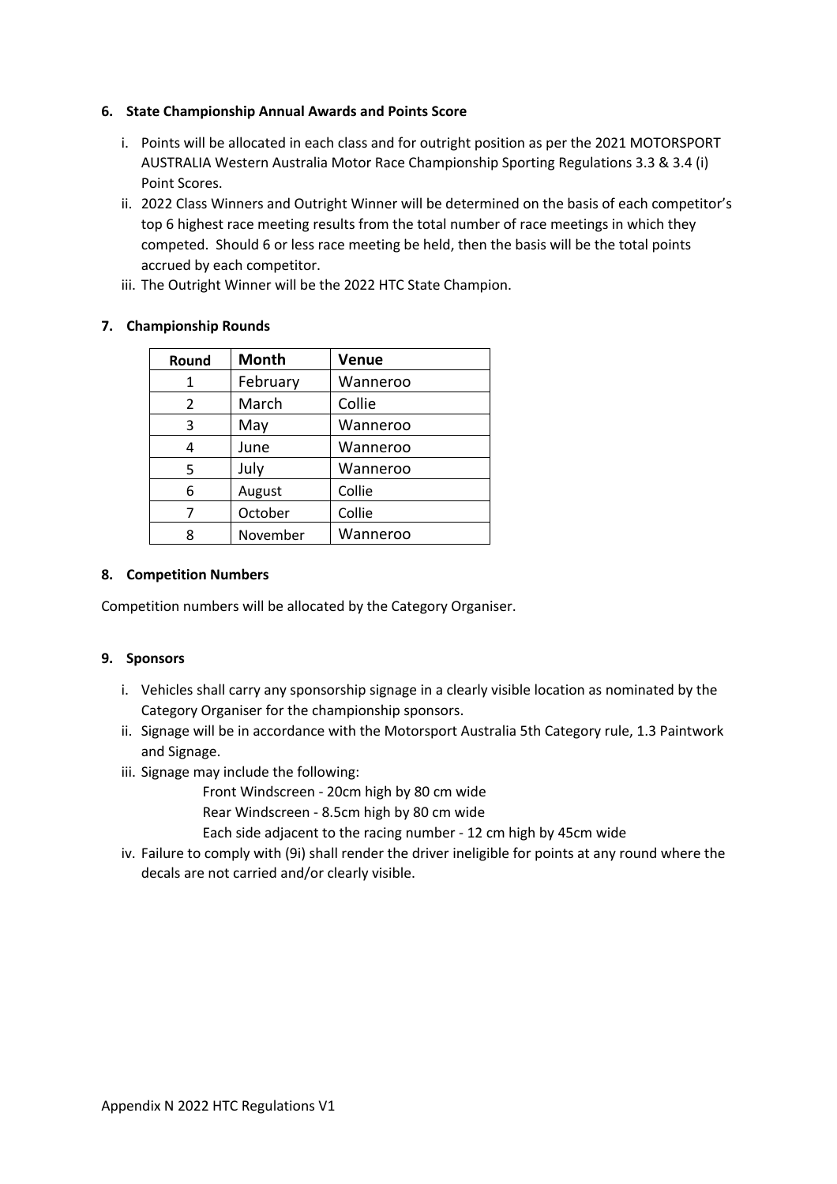### 6. State Championship Annual Awards and Points Score

i. Points will be allocated in each class and for outright position as per the 2021 MOTORSPORT AUSTRALIA Western Australia Motor Race Championship Sporting Regulations 3.3 & 3.4 (i) Point Scores.

ii. 2022 Class Winners and Outright Winner will be determined on the basis of each competitor's top 6 highest race meeting results from the total number of race meetings in which they competed. Should 6 or less race meeting be held, then the basis will be the total points accrued by each competitor.

iii. The Outright Winner will be the 2022 HTC State Champion.

### 7. Championship Rounds

| Round | Month | Venue |
|---|---|---|
| 1 | February | Wanneroo |
| 2 | March | Collie |
| 3 | May | Wanneroo |
| 4 | June | Wanneroo |
| 5 | July | Wanneroo |
| 6 | August | Collie |
| 7 | October | Collie |
| 8 | November | Wanneroo |

### 8. Competition Numbers

Competition numbers will be allocated by the Category Organiser.

### 9. Sponsors

i. Vehicles shall carry any sponsorship signage in a clearly visible location as nominated by the Category Organiser for the championship sponsors.

ii. Signage will be in accordance with the Motorsport Australia 5th Category rule, 1.3 Paintwork and Signage.

iii. Signage may include the following:

Front Windscreen - 20cm high by 80 cm wide
Rear Windscreen - 8.5cm high by 80 cm wide
Each side adjacent to the racing number - 12 cm high by 45cm wide

iv. Failure to comply with (9i) shall render the driver ineligible for points at any round where the decals are not carried and/or clearly visible.